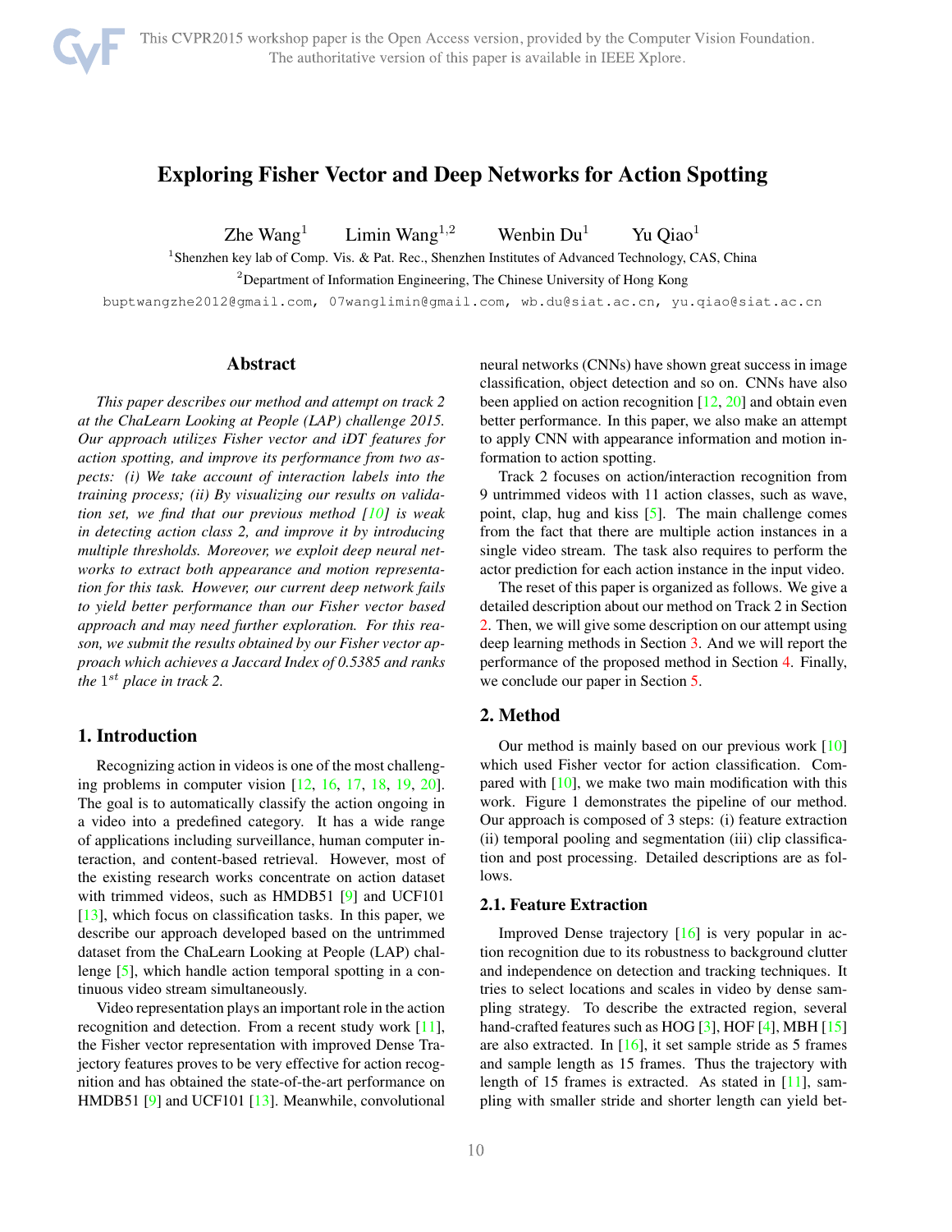# Exploring Fisher Vector and Deep Networks for Action Spotting

Zhe Wang[1] Limin Wang[1,2] Wenbin Du[1] Yu Qiao[1]

[1]Shenzhen key lab of Comp. Vis. & Pat. Rec., Shenzhen Institutes of Advanced Technology, CAS, China

[2]Department of Information Engineering, The Chinese University of Hong Kong

buptwangzhe2012@gmail.com, 07wanglimin@gmail.com, wb.du@siat.ac.cn, yu.qiao@siat.ac.cn

## Abstract

*This paper describes our method and attempt on track 2 at the ChaLearn Looking at People (LAP) challenge 2015. Our approach utilizes Fisher vector and iDT features for action spotting, and improve its performance from two aspects: (i) We take account of interaction labels into the training process; (ii) By visualizing our results on validation set, we find that our previous method [10] is weak in detecting action class 2, and improve it by introducing multiple thresholds. Moreover, we exploit deep neural networks to extract both appearance and motion representation for this task. However, our current deep network fails to yield better performance than our Fisher vector based approach and may need further exploration. For this reason, we submit the results obtained by our Fisher vector approach which achieves a Jaccard Index of 0.5385 and ranks the $1^{st}$ place in track 2.*

## 1. Introduction

Recognizing action in videos is one of the most challenging problems in computer vision [12, 16, 17, 18, 19, 20]. The goal is to automatically classify the action ongoing in a video into a predefined category. It has a wide range of applications including surveillance, human computer interaction, and content-based retrieval. However, most of the existing research works concentrate on action dataset with trimmed videos, such as HMDB51 [9] and UCF101 [13], which focus on classification tasks. In this paper, we describe our approach developed based on the untrimmed dataset from the ChaLearn Looking at People (LAP) challenge [5], which handle action temporal spotting in a continuous video stream simultaneously.

Video representation plays an important role in the action recognition and detection. From a recent study work [11], the Fisher vector representation with improved Dense Trajectory features proves to be very effective for action recognition and has obtained the state-of-the-art performance on HMDB51 [9] and UCF101 [13]. Meanwhile, convolutional neural networks (CNNs) have shown great success in image classification, object detection and so on. CNNs have also been applied on action recognition [12, 20] and obtain even better performance. In this paper, we also make an attempt to apply CNN with appearance information and motion information to action spotting.

Track 2 focuses on action/interaction recognition from 9 untrimmed videos with 11 action classes, such as wave, point, clap, hug and kiss [5]. The main challenge comes from the fact that there are multiple action instances in a single video stream. The task also requires to perform the actor prediction for each action instance in the input video.

The reset of this paper is organized as follows. We give a detailed description about our method on Track 2 in Section 2. Then, we will give some description on our attempt using deep learning methods in Section 3. And we will report the performance of the proposed method in Section 4. Finally, we conclude our paper in Section 5.

## 2. Method

Our method is mainly based on our previous work [10] which used Fisher vector for action classification. Compared with [10], we make two main modification with this work. Figure 1 demonstrates the pipeline of our method. Our approach is composed of 3 steps: (i) feature extraction (ii) temporal pooling and segmentation (iii) clip classification and post processing. Detailed descriptions are as follows.

### 2.1. Feature Extraction

Improved Dense trajectory [16] is very popular in action recognition due to its robustness to background clutter and independence on detection and tracking techniques. It tries to select locations and scales in video by dense sampling strategy. To describe the extracted region, several hand-crafted features such as HOG [3], HOF [4], MBH [15] are also extracted. In [16], it set sample stride as 5 frames and sample length as 15 frames. Thus the trajectory with length of 15 frames is extracted. As stated in [11], sampling with smaller stride and shorter length can yield bet-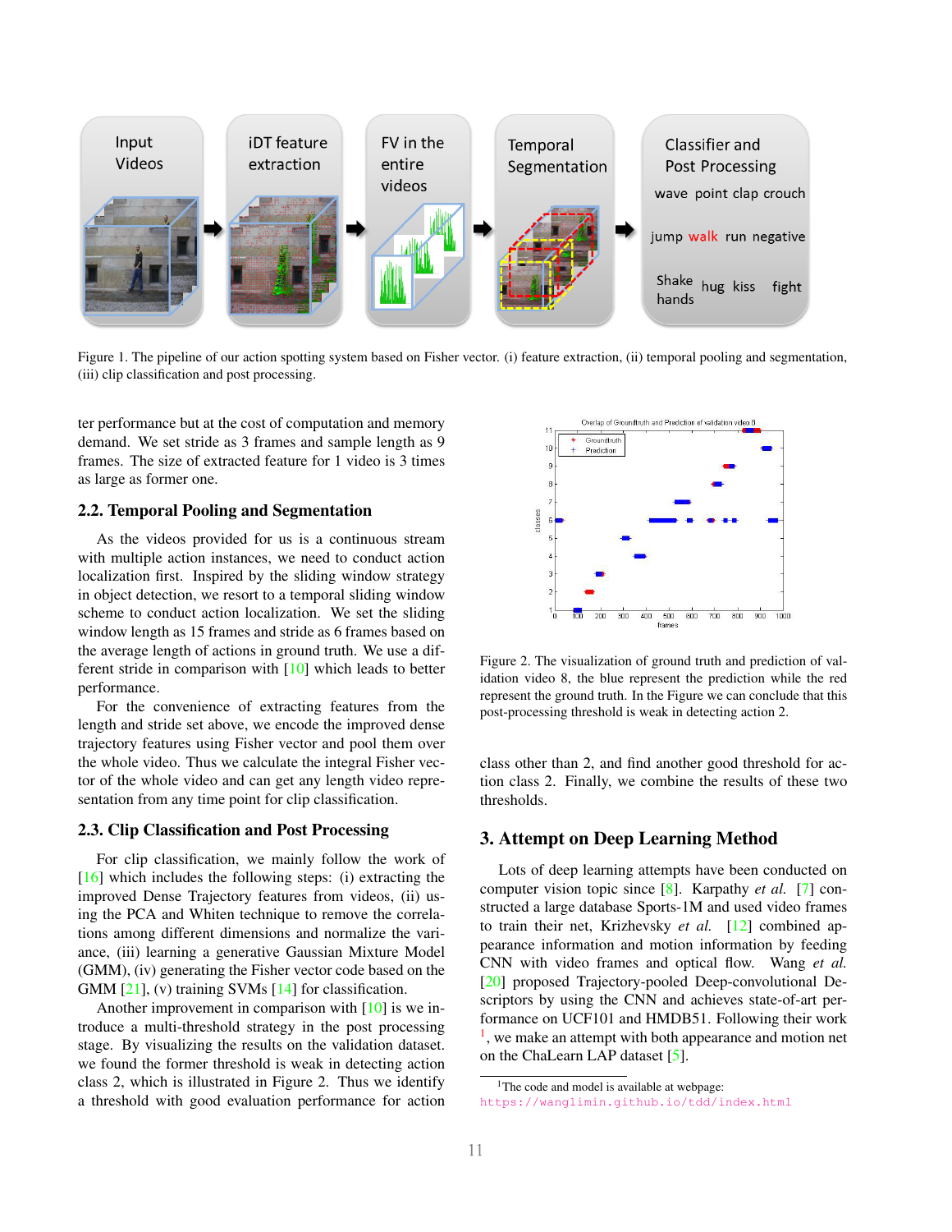Figure 1. The pipeline of our action spotting system based on Fisher vector. (i) feature extraction, (ii) temporal pooling and segmentation, (iii) clip classification and post processing.

ter performance but at the cost of computation and memory demand. We set stride as 3 frames and sample length as 9 frames. The size of extracted feature for 1 video is 3 times as large as former one.

### 2.2. Temporal Pooling and Segmentation

As the videos provided for us is a continuous stream with multiple action instances, we need to conduct action localization first. Inspired by the sliding window strategy in object detection, we resort to a temporal sliding window scheme to conduct action localization. We set the sliding window length as 15 frames and stride as 6 frames based on the average length of actions in ground truth. We use a different stride in comparison with [10] which leads to better performance.

For the convenience of extracting features from the length and stride set above, we encode the improved dense trajectory features using Fisher vector and pool them over the whole video. Thus we calculate the integral Fisher vector of the whole video and can get any length video representation from any time point for clip classification.

### 2.3. Clip Classification and Post Processing

For clip classification, we mainly follow the work of [16] which includes the following steps: (i) extracting the improved Dense Trajectory features from videos, (ii) using the PCA and Whiten technique to remove the correlations among different dimensions and normalize the variance, (iii) learning a generative Gaussian Mixture Model (GMM), (iv) generating the Fisher vector code based on the GMM [21], (v) training SVMs [14] for classification.

Another improvement in comparison with [10] is we introduce a multi-threshold strategy in the post processing stage. By visualizing the results on the validation dataset. we found the former threshold is weak in detecting action class 2, which is illustrated in Figure 2. Thus we identify a threshold with good evaluation performance for action class other than 2, and find another good threshold for action class 2. Finally, we combine the results of these two thresholds.

Figure 2. The visualization of ground truth and prediction of validation video 8, the blue represent the prediction while the red represent the ground truth. In the Figure we can conclude that this post-processing threshold is weak in detecting action 2.

## 3. Attempt on Deep Learning Method

Lots of deep learning attempts have been conducted on computer vision topic since [8]. Karpathy *et al.* [7] constructed a large database Sports-1M and used video frames to train their net, Krizhevsky *et al.* [12] combined appearance information and motion information by feeding CNN with video frames and optical flow. Wang *et al.* [20] proposed Trajectory-pooled Deep-convolutional Descriptors by using the CNN and achieves state-of-art performance on UCF101 and HMDB51. Following their work [1], we make an attempt with both appearance and motion net on the ChaLearn LAP dataset [5].

[1] The code and model is available at webpage: https://wanglimin.github.io/tdd/index.html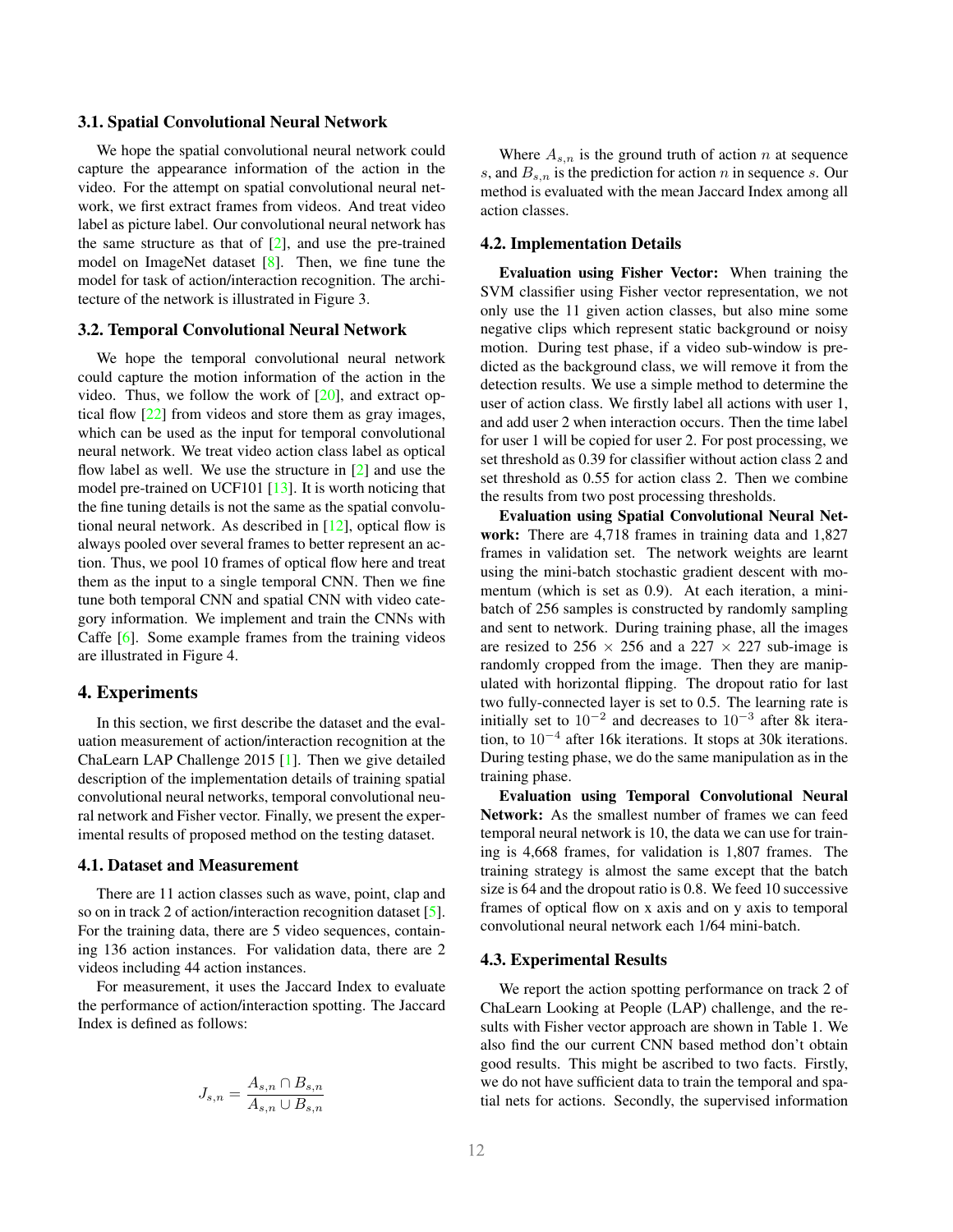### 3.1. Spatial Convolutional Neural Network

We hope the spatial convolutional neural network could capture the appearance information of the action in the video. For the attempt on spatial convolutional neural network, we first extract frames from videos. And treat video label as picture label. Our convolutional neural network has the same structure as that of [2], and use the pre-trained model on ImageNet dataset [8]. Then, we fine tune the model for task of action/interaction recognition. The architecture of the network is illustrated in Figure 3.

### 3.2. Temporal Convolutional Neural Network

We hope the temporal convolutional neural network could capture the motion information of the action in the video. Thus, we follow the work of [20], and extract optical flow [22] from videos and store them as gray images, which can be used as the input for temporal convolutional neural network. We treat video action class label as optical flow label as well. We use the structure in [2] and use the model pre-trained on UCF101 [13]. It is worth noticing that the fine tuning details is not the same as the spatial convolutional neural network. As described in [12], optical flow is always pooled over several frames to better represent an action. Thus, we pool 10 frames of optical flow here and treat them as the input to a single temporal CNN. Then we fine tune both temporal CNN and spatial CNN with video category information. We implement and train the CNNs with Caffe [6]. Some example frames from the training videos are illustrated in Figure 4.

## 4. Experiments

In this section, we first describe the dataset and the evaluation measurement of action/interaction recognition at the ChaLearn LAP Challenge 2015 [1]. Then we give detailed description of the implementation details of training spatial convolutional neural networks, temporal convolutional neural network and Fisher vector. Finally, we present the experimental results of proposed method on the testing dataset.

### 4.1. Dataset and Measurement

There are 11 action classes such as wave, point, clap and so on in track 2 of action/interaction recognition dataset [5]. For the training data, there are 5 video sequences, containing 136 action instances. For validation data, there are 2 videos including 44 action instances.

For measurement, it uses the Jaccard Index to evaluate the performance of action/interaction spotting. The Jaccard Index is defined as follows:

$$J_{s,n} = \frac{A_{s,n} \cap B_{s,n}}{A_{s,n} \cup B_{s,n}}$$

Where $A_{s,n}$ is the ground truth of action $n$ at sequence $s$, and $B_{s,n}$ is the prediction for action $n$ in sequence $s$. Our method is evaluated with the mean Jaccard Index among all action classes.

### 4.2. Implementation Details

**Evaluation using Fisher Vector:** When training the SVM classifier using Fisher vector representation, we not only use the 11 given action classes, but also mine some negative clips which represent static background or noisy motion. During test phase, if a video sub-window is predicted as the background class, we will remove it from the detection results. We use a simple method to determine the user of action class. We firstly label all actions with user 1, and add user 2 when interaction occurs. Then the time label for user 1 will be copied for user 2. For post processing, we set threshold as 0.39 for classifier without action class 2 and set threshold as 0.55 for action class 2. Then we combine the results from two post processing thresholds.

**Evaluation using Spatial Convolutional Neural Network:** There are 4,718 frames in training data and 1,827 frames in validation set. The network weights are learnt using the mini-batch stochastic gradient descent with momentum (which is set as 0.9). At each iteration, a mini-batch of 256 samples is constructed by randomly sampling and sent to network. During training phase, all the images are resized to 256 $\times$ 256 and a 227 $\times$ 227 sub-image is randomly cropped from the image. Then they are manipulated with horizontal flipping. The dropout ratio for last two fully-connected layer is set to 0.5. The learning rate is initially set to $10^{-2}$ and decreases to $10^{-3}$ after 8k iteration, to $10^{-4}$ after 16k iterations. It stops at 30k iterations. During testing phase, we do the same manipulation as in the training phase.

**Evaluation using Temporal Convolutional Neural Network:** As the smallest number of frames we can feed temporal neural network is 10, the data we can use for training is 4,668 frames, for validation is 1,807 frames. The training strategy is almost the same except that the batch size is 64 and the dropout ratio is 0.8. We feed 10 successive frames of optical flow on x axis and on y axis to temporal convolutional neural network each 1/64 mini-batch.

### 4.3. Experimental Results

We report the action spotting performance on track 2 of ChaLearn Looking at People (LAP) challenge, and the results with Fisher vector approach are shown in Table 1. We also find the our current CNN based method don't obtain good results. This might be ascribed to two facts. Firstly, we do not have sufficient data to train the temporal and spatial nets for actions. Secondly, the supervised information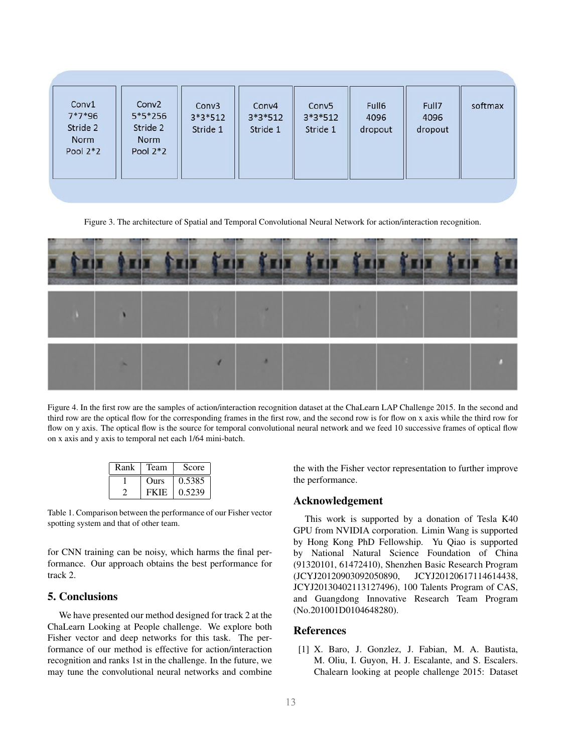| Conv1 | Conv2 | Conv3 | Conv4 | Conv5 | Full6 | Full7 | softmax |
|---|---|---|---|---|---|---|---|
| 7*7*96<br>Stride 2<br>Norm<br>Pool 2*2 | 5*5*256<br>Stride 2<br>Norm<br>Pool 2*2 | 3*3*512<br>Stride 1 | 3*3*512<br>Stride 1 | 3*3*512<br>Stride 1 | 4096<br>dropout | 4096<br>dropout | |

Figure 3. The architecture of Spatial and Temporal Convolutional Neural Network for action/interaction recognition.

Figure 4. In the first row are the samples of action/interaction recognition dataset at the ChaLearn LAP Challenge 2015. In the second and third row are the optical flow for the corresponding frames in the first row, and the second row is for flow on x axis while the third row for flow on y axis. The optical flow is the source for temporal convolutional neural network and we feed 10 successive frames of optical flow on x axis and y axis to temporal net each 1/64 mini-batch.

| Rank | Team | Score |
|---|---|---|
| 1 | Ours | 0.5385 |
| 2 | FKIE | 0.5239 |

Table 1. Comparison between the performance of our Fisher vector spotting system and that of other team.

for CNN training can be noisy, which harms the final performance. Our approach obtains the best performance for track 2.

## 5. Conclusions

We have presented our method designed for track 2 at the ChaLearn Looking at People challenge. We explore both Fisher vector and deep networks for this task. The performance of our method is effective for action/interaction recognition and ranks 1st in the challenge. In the future, we may tune the convolutional neural networks and combine the with the Fisher vector representation to further improve the performance.

## Acknowledgement

This work is supported by a donation of Tesla K40 GPU from NVIDIA corporation. Limin Wang is supported by Hong Kong PhD Fellowship. Yu Qiao is supported by National Natural Science Foundation of China (91320101, 61472410), Shenzhen Basic Research Program (JCYJ20120903092050890, JCYJ20120617114614438, JCYJ20130402113127496), 100 Talents Program of CAS, and Guangdong Innovative Research Team Program (No.201001D0104648280).

## References

[1] X. Baro, J. Gonzlez, J. Fabian, M. A. Bautista, M. Oliu, I. Guyon, H. J. Escalante, and S. Escalers. Chalearn looking at people challenge 2015: Dataset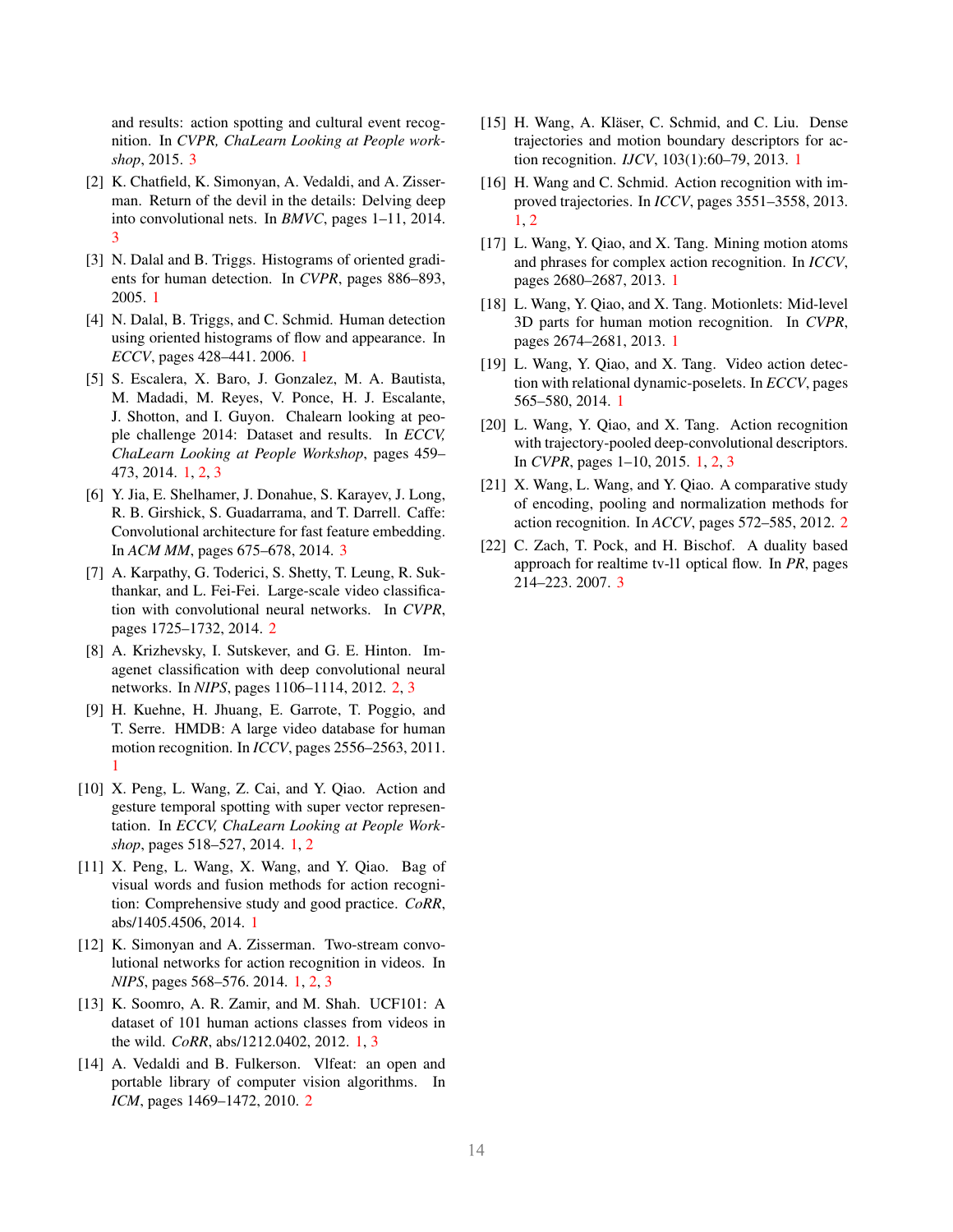and results: action spotting and cultural event recognition. In *CVPR, ChaLearn Looking at People workshop*, 2015. 3

[2] K. Chatfield, K. Simonyan, A. Vedaldi, and A. Zisserman. Return of the devil in the details: Delving deep into convolutional nets. In *BMVC*, pages 1–11, 2014. 3

[3] N. Dalal and B. Triggs. Histograms of oriented gradients for human detection. In *CVPR*, pages 886–893, 2005. 1

[4] N. Dalal, B. Triggs, and C. Schmid. Human detection using oriented histograms of flow and appearance. In *ECCV*, pages 428–441. 2006. 1

[5] S. Escalera, X. Baro, J. Gonzalez, M. A. Bautista, M. Madadi, M. Reyes, V. Ponce, H. J. Escalante, J. Shotton, and I. Guyon. Chalearn looking at people challenge 2014: Dataset and results. In *ECCV, ChaLearn Looking at People Workshop*, pages 459–473, 2014. 1, 2, 3

[6] Y. Jia, E. Shelhamer, J. Donahue, S. Karayev, J. Long, R. B. Girshick, S. Guadarrama, and T. Darrell. Caffe: Convolutional architecture for fast feature embedding. In *ACM MM*, pages 675–678, 2014. 3

[7] A. Karpathy, G. Toderici, S. Shetty, T. Leung, R. Sukthankar, and L. Fei-Fei. Large-scale video classification with convolutional neural networks. In *CVPR*, pages 1725–1732, 2014. 2

[8] A. Krizhevsky, I. Sutskever, and G. E. Hinton. Imagenet classification with deep convolutional neural networks. In *NIPS*, pages 1106–1114, 2012. 2, 3

[9] H. Kuehne, H. Jhuang, E. Garrote, T. Poggio, and T. Serre. HMDB: A large video database for human motion recognition. In *ICCV*, pages 2556–2563, 2011. 1

[10] X. Peng, L. Wang, Z. Cai, and Y. Qiao. Action and gesture temporal spotting with super vector representation. In *ECCV, ChaLearn Looking at People Workshop*, pages 518–527, 2014. 1, 2

[11] X. Peng, L. Wang, X. Wang, and Y. Qiao. Bag of visual words and fusion methods for action recognition: Comprehensive study and good practice. *CoRR*, abs/1405.4506, 2014. 1

[12] K. Simonyan and A. Zisserman. Two-stream convolutional networks for action recognition in videos. In *NIPS*, pages 568–576. 2014. 1, 2, 3

[13] K. Soomro, A. R. Zamir, and M. Shah. UCF101: A dataset of 101 human actions classes from videos in the wild. *CoRR*, abs/1212.0402, 2012. 1, 3

[14] A. Vedaldi and B. Fulkerson. Vlfeat: an open and portable library of computer vision algorithms. In *ICM*, pages 1469–1472, 2010. 2

[15] H. Wang, A. Kläser, C. Schmid, and C. Liu. Dense trajectories and motion boundary descriptors for action recognition. *IJCV*, 103(1):60–79, 2013. 1

[16] H. Wang and C. Schmid. Action recognition with improved trajectories. In *ICCV*, pages 3551–3558, 2013. 1, 2

[17] L. Wang, Y. Qiao, and X. Tang. Mining motion atoms and phrases for complex action recognition. In *ICCV*, pages 2680–2687, 2013. 1

[18] L. Wang, Y. Qiao, and X. Tang. Motionlets: Mid-level 3D parts for human motion recognition. In *CVPR*, pages 2674–2681, 2013. 1

[19] L. Wang, Y. Qiao, and X. Tang. Video action detection with relational dynamic-poselets. In *ECCV*, pages 565–580, 2014. 1

[20] L. Wang, Y. Qiao, and X. Tang. Action recognition with trajectory-pooled deep-convolutional descriptors. In *CVPR*, pages 1–10, 2015. 1, 2, 3

[21] X. Wang, L. Wang, and Y. Qiao. A comparative study of encoding, pooling and normalization methods for action recognition. In *ACCV*, pages 572–585, 2012. 2

[22] C. Zach, T. Pock, and H. Bischof. A duality based approach for realtime tv-l1 optical flow. In *PR*, pages 214–223. 2007. 3